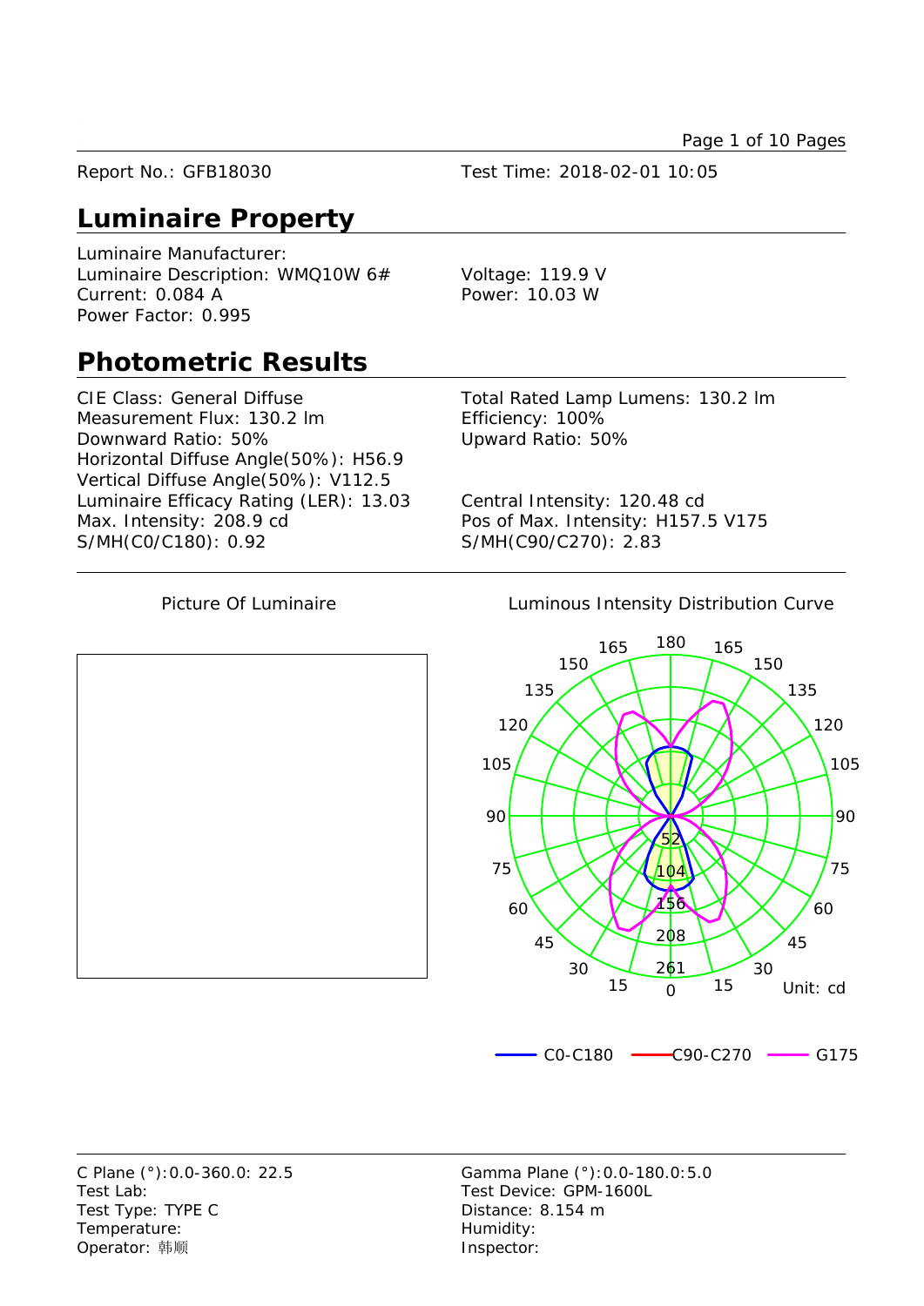Report No.: GFB18030

Test Time: 2018-02-01 10:05

## Luminaire Property

Luminaire Manufacturer:
Luminaire Description: WMQ10W 6#
Current: 0.084 A
Power Factor: 0.995

Voltage: 119.9 V
Power: 10.03 W

## Photometric Results

CIE Class: General Diffuse
Measurement Flux: 130.2 lm
Downward Ratio: 50%
Horizontal Diffuse Angle(50%): H56.9
Vertical Diffuse Angle(50%): V112.5
Luminaire Efficacy Rating (LER): 13.03
Max. Intensity: 208.9 cd
S/MH(C0/C180): 0.92

Total Rated Lamp Lumens: 130.2 lm
Efficiency: 100%
Upward Ratio: 50%

Central Intensity: 120.48 cd
Pos of Max. Intensity: H157.5 V175
S/MH(C90/C270): 2.83

Picture Of Luminaire

Luminous Intensity Distribution Curve

Unit: cd

C0-C180 — C90-C270 — G175

C Plane (°):0.0-360.0: 22.5
Test Lab:
Test Type: TYPE C
Temperature:
Operator: 韩顺

Gamma Plane (°):0.0-180.0:5.0
Test Device: GPM-1600L
Distance: 8.154 m
Humidity:
Inspector: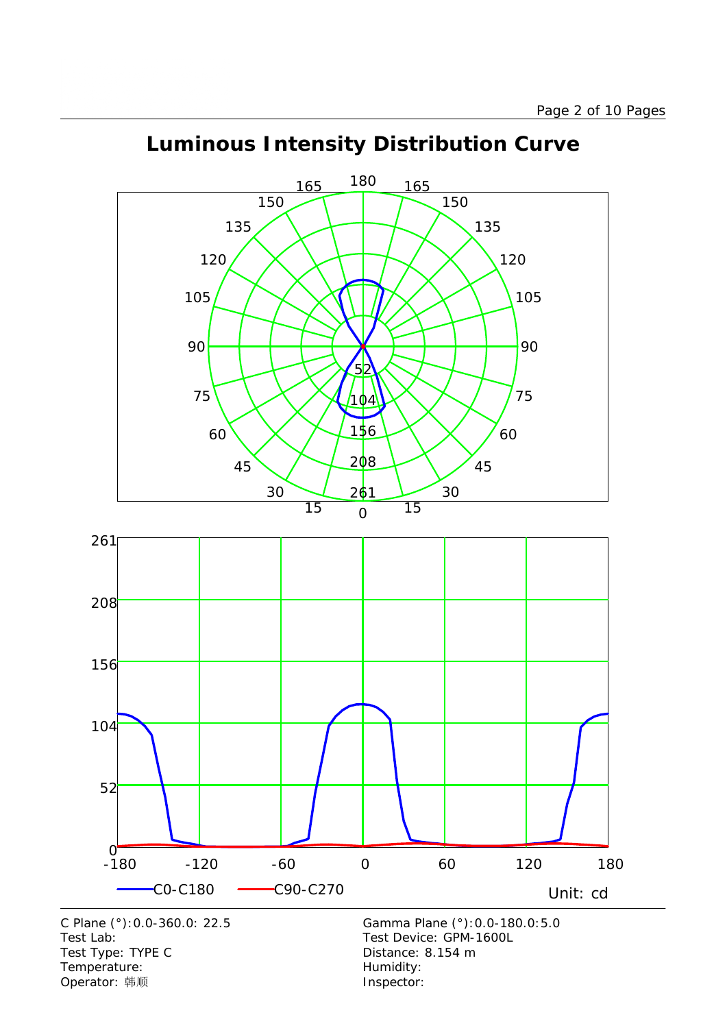# Luminous Intensity Distribution Curve

C0-C180 — C90-C270

Unit: cd

| | |
|---|---|
| C Plane (°):0.0-360.0: 22.5 | Gamma Plane (°):0.0-180.0:5.0 |
| Test Lab: | Test Device: GPM-1600L |
| Test Type: TYPE C | Distance: 8.154 m |
| Temperature: | Humidity: |
| Operator: 韩顺 | Inspector: |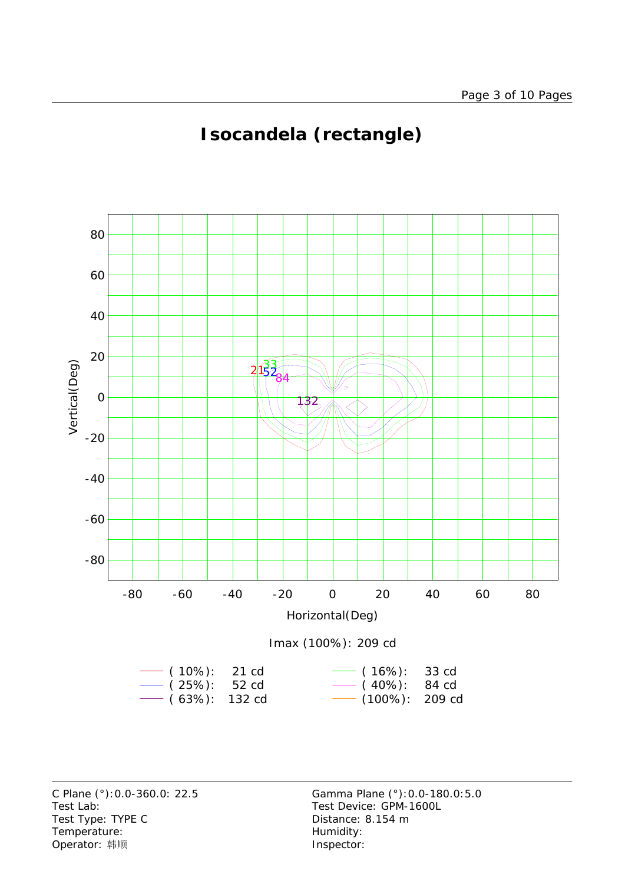# Isocandela (rectangle)

Imax (100%): 209 cd

| Level | Value | Level | Value |
|---|---|---|---|
| (10%): | 21 cd | (16%): | 33 cd |
| (25%): | 52 cd | (40%): | 84 cd |
| (63%): | 132 cd | (100%): | 209 cd |

C Plane (°):0.0-360.0: 22.5
Test Lab:
Test Type: TYPE C
Temperature:
Operator: 韩顺

Gamma Plane (°):0.0-180.0:5.0
Test Device: GPM-1600L
Distance: 8.154 m
Humidity:
Inspector: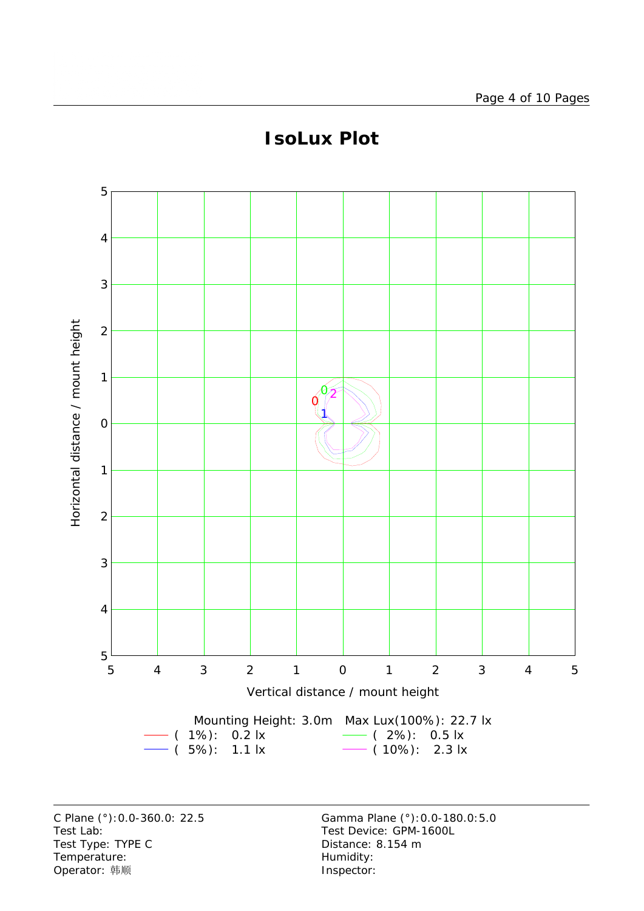# IsoLux Plot

Horizontal distance / mount height

Vertical distance / mount height

Mounting Height: 3.0m Max Lux(100%): 22.7 lx

| | | | |
|---|---|---|---|
| ( 1%): | 0.2 lx | ( 2%): | 0.5 lx |
| ( 5%): | 1.1 lx | ( 10%): | 2.3 lx |

C Plane (°):0.0-360.0: 22.5
Test Lab:
Test Type: TYPE C
Temperature:
Operator: 韩顺

Gamma Plane (°):0.0-180.0:5.0
Test Device: GPM-1600L
Distance: 8.154 m
Humidity:
Inspector: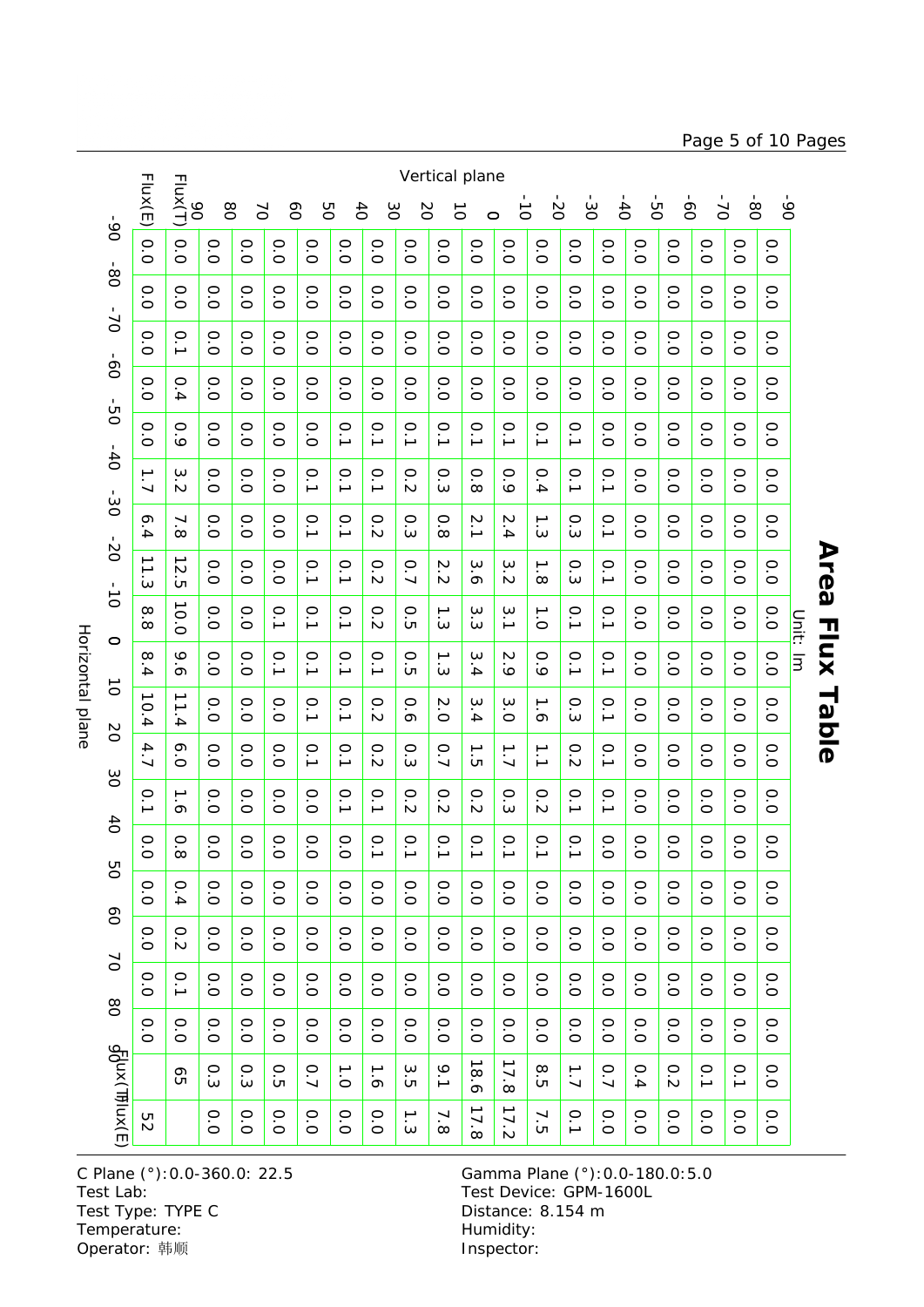# Area Flux Table

Unit: lm

| Vertical plane \ Horizontal plane | -90 | -80 | -70 | -60 | -50 | -40 | -30 | -20 | -10 | 0 | 10 | 20 | 30 | 40 | 50 | 60 | 70 | 80 | Flux(T) | Flux(E) |
|---|---|---|---|---|---|---|---|---|---|---|---|---|---|---|---|---|---|---|---|---|
| -90 | 0.0 | 0.0 | 0.0 | 0.0 | 0.0 | 0.0 | 0.0 | 0.0 | 0.0 | 0.0 | 0.0 | 0.0 | 0.0 | 0.0 | 0.0 | 0.0 | 0.0 | 0.0 | 0.0 | 0.0 |
| -80 | 0.0 | 0.0 | 0.0 | 0.0 | 0.0 | 0.0 | 0.0 | 0.0 | 0.0 | 0.0 | 0.0 | 0.0 | 0.0 | 0.0 | 0.0 | 0.0 | 0.0 | 0.0 | 0.1 | 0.0 |
| -70 | 0.0 | 0.0 | 0.0 | 0.0 | 0.0 | 0.0 | 0.0 | 0.0 | 0.0 | 0.0 | 0.0 | 0.0 | 0.0 | 0.0 | 0.0 | 0.0 | 0.0 | 0.0 | 0.1 | 0.0 |
| -60 | 0.0 | 0.0 | 0.0 | 0.0 | 0.0 | 0.0 | 0.0 | 0.0 | 0.0 | 0.0 | 0.0 | 0.0 | 0.0 | 0.0 | 0.0 | 0.0 | 0.0 | 0.0 | 0.2 | 0.0 |
| -50 | 0.0 | 0.0 | 0.0 | 0.0 | 0.0 | 0.0 | 0.0 | 0.0 | 0.0 | 0.0 | 0.0 | 0.0 | 0.0 | 0.0 | 0.0 | 0.0 | 0.0 | 0.0 | 0.4 | 0.0 |
| -40 | 0.0 | 0.0 | 0.0 | 0.0 | 0.0 | 0.1 | 0.1 | 0.1 | 0.1 | 0.1 | 0.1 | 0.1 | 0.1 | 0.0 | 0.0 | 0.0 | 0.0 | 0.0 | 0.7 | 0.0 |
| -30 | 0.0 | 0.0 | 0.0 | 0.0 | 0.1 | 0.1 | 0.3 | 0.3 | 0.1 | 0.1 | 0.3 | 0.2 | 0.1 | 0.1 | 0.0 | 0.0 | 0.0 | 0.0 | 1.7 | 0.1 |
| -20 | 0.0 | 0.0 | 0.0 | 0.0 | 0.1 | 0.4 | 1.3 | 1.8 | 1.0 | 0.9 | 1.6 | 1.1 | 0.2 | 0.1 | 0.0 | 0.0 | 0.0 | 0.0 | 8.5 | 7.5 |
| -10 | 0.0 | 0.0 | 0.0 | 0.0 | 0.1 | 0.9 | 2.4 | 3.2 | 3.1 | 2.9 | 3.0 | 1.7 | 0.3 | 0.1 | 0.0 | 0.0 | 0.0 | 0.0 | 17.8 | 17.2 |
| 0 | 0.0 | 0.0 | 0.0 | 0.0 | 0.1 | 0.8 | 2.1 | 3.6 | 3.3 | 3.4 | 3.4 | 1.5 | 0.2 | 0.1 | 0.0 | 0.0 | 0.0 | 0.0 | 18.6 | 17.8 |
| 10 | 0.0 | 0.0 | 0.0 | 0.0 | 0.1 | 0.3 | 0.8 | 2.2 | 1.3 | 1.3 | 2.0 | 0.7 | 0.2 | 0.1 | 0.0 | 0.0 | 0.0 | 0.0 | 9.1 | 7.8 |
| 20 | 0.0 | 0.0 | 0.0 | 0.0 | 0.1 | 0.2 | 0.3 | 0.7 | 0.5 | 0.5 | 0.6 | 0.3 | 0.2 | 0.1 | 0.0 | 0.0 | 0.0 | 0.0 | 3.5 | 1.3 |
| 30 | 0.0 | 0.0 | 0.0 | 0.0 | 0.1 | 0.1 | 0.2 | 0.2 | 0.2 | 0.1 | 0.2 | 0.2 | 0.1 | 0.1 | 0.0 | 0.0 | 0.0 | 0.0 | 1.6 | 0.0 |
| 40 | 0.0 | 0.0 | 0.0 | 0.0 | 0.1 | 0.1 | 0.1 | 0.1 | 0.1 | 0.1 | 0.1 | 0.1 | 0.1 | 0.0 | 0.0 | 0.0 | 0.0 | 0.0 | 1.0 | 0.0 |
| 50 | 0.0 | 0.0 | 0.0 | 0.0 | 0.0 | 0.1 | 0.1 | 0.1 | 0.1 | 0.1 | 0.1 | 0.1 | 0.0 | 0.0 | 0.0 | 0.0 | 0.0 | 0.0 | 0.7 | 0.0 |
| 60 | 0.0 | 0.0 | 0.0 | 0.0 | 0.0 | 0.0 | 0.0 | 0.0 | 0.1 | 0.1 | 0.0 | 0.0 | 0.0 | 0.0 | 0.0 | 0.0 | 0.0 | 0.0 | 0.5 | 0.0 |
| 70 | 0.0 | 0.0 | 0.0 | 0.0 | 0.0 | 0.0 | 0.0 | 0.0 | 0.0 | 0.0 | 0.0 | 0.0 | 0.0 | 0.0 | 0.0 | 0.0 | 0.0 | 0.0 | 0.3 | 0.0 |
| 80 | 0.0 | 0.0 | 0.0 | 0.0 | 0.0 | 0.0 | 0.0 | 0.0 | 0.0 | 0.0 | 0.0 | 0.0 | 0.0 | 0.0 | 0.0 | 0.0 | 0.0 | 0.0 | 0.3 | 0.0 |
| 90 Flux(T) | 0.0 | 0.0 | 0.1 | 0.4 | 0.9 | 3.2 | 7.8 | 12.5 | 10.0 | 9.6 | 11.4 | 6.0 | 1.6 | 0.8 | 0.4 | 0.2 | 0.1 | 0.0 | 65 | |
| Flux(E) | 0.0 | 0.0 | 0.0 | 0.0 | 0.0 | 1.7 | 6.4 | 11.3 | 8.8 | 8.4 | 10.4 | 4.7 | 0.1 | 0.0 | 0.0 | 0.0 | 0.0 | 0.0 | | 52 |

C Plane (°):0.0-360.0: 22.5
Test Lab:
Test Type: TYPE C
Temperature:
Operator: 韩顺

Gamma Plane (°):0.0-180.0:5.0
Test Device: GPM-1600L
Distance: 8.154 m
Humidity:
Inspector: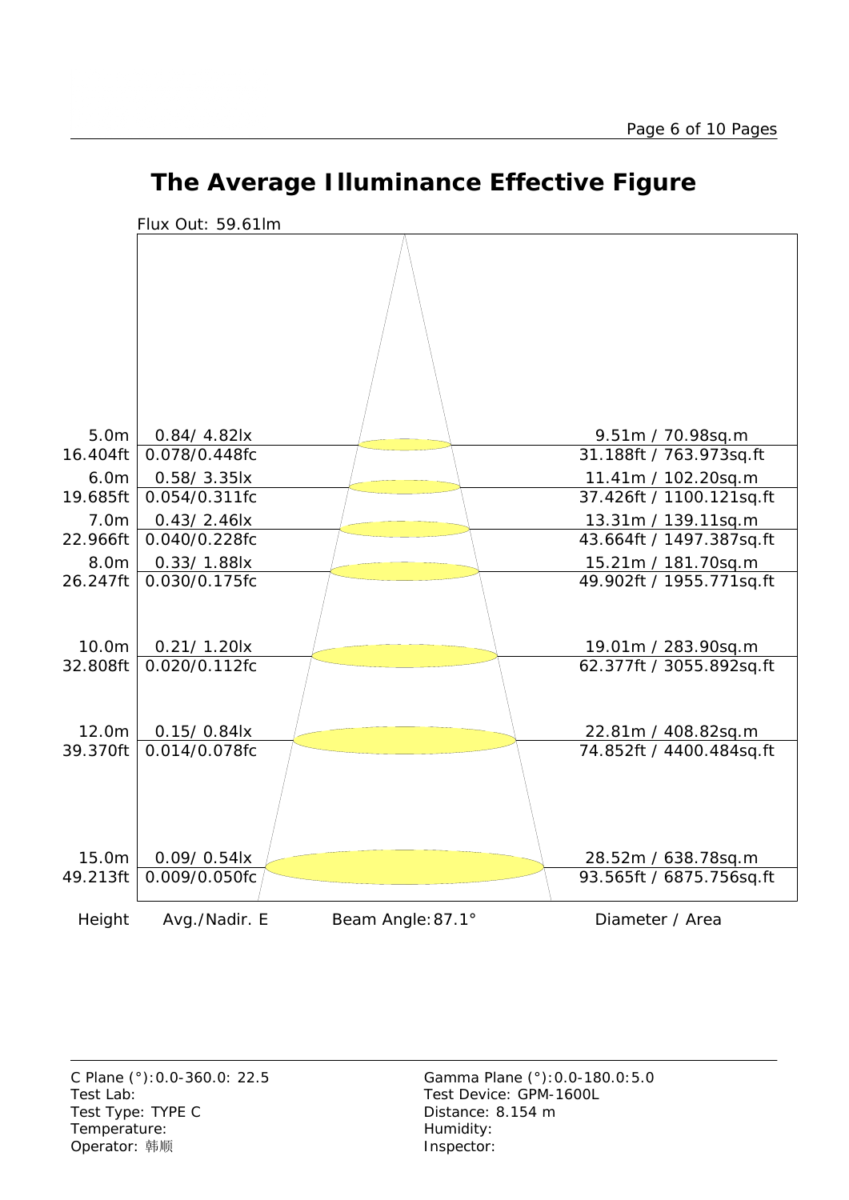# The Average Illuminance Effective Figure

Flux Out: 59.61lm

| Height | Avg./Nadir. E | Diameter / Area |
|---|---|---|
| 5.0m<br>16.404ft | 0.84/ 4.82lx<br>0.078/0.448fc | 9.51m / 70.98sq.m<br>31.188ft / 763.973sq.ft |
| 6.0m<br>19.685ft | 0.58/ 3.35lx<br>0.054/0.311fc | 11.41m / 102.20sq.m<br>37.426ft / 1100.121sq.ft |
| 7.0m<br>22.966ft | 0.43/ 2.46lx<br>0.040/0.228fc | 13.31m / 139.11sq.m<br>43.664ft / 1497.387sq.ft |
| 8.0m<br>26.247ft | 0.33/ 1.88lx<br>0.030/0.175fc | 15.21m / 181.70sq.m<br>49.902ft / 1955.771sq.ft |
| 10.0m<br>32.808ft | 0.21/ 1.20lx<br>0.020/0.112fc | 19.01m / 283.90sq.m<br>62.377ft / 3055.892sq.ft |
| 12.0m<br>39.370ft | 0.15/ 0.84lx<br>0.014/0.078fc | 22.81m / 408.82sq.m<br>74.852ft / 4400.484sq.ft |
| 15.0m<br>49.213ft | 0.09/ 0.54lx<br>0.009/0.050fc | 28.52m / 638.78sq.m<br>93.565ft / 6875.756sq.ft |

Beam Angle:87.1°

C Plane (°):0.0-360.0: 22.5
Test Lab:
Test Type: TYPE C
Temperature:
Operator: 韩顺

Gamma Plane (°):0.0-180.0:5.0
Test Device: GPM-1600L
Distance: 8.154 m
Humidity:
Inspector: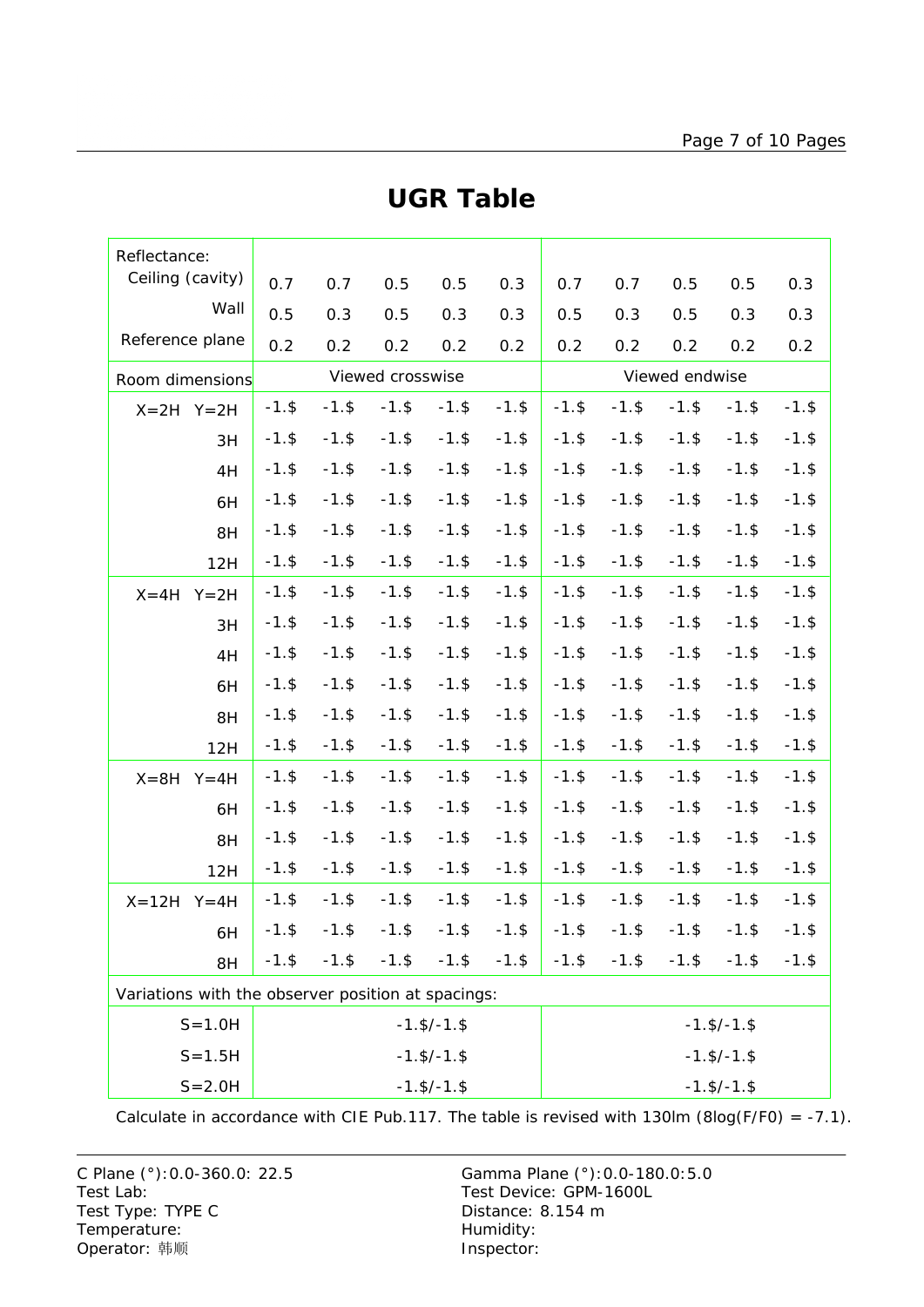# UGR Table

| Reflectance: | | | | | | | | | | |
|---|---|---|---|---|---|---|---|---|---|---|
| Ceiling (cavity) | 0.7 | 0.7 | 0.5 | 0.5 | 0.3 | 0.7 | 0.7 | 0.5 | 0.5 | 0.3 |
| Wall | 0.5 | 0.3 | 0.5 | 0.3 | 0.3 | 0.5 | 0.3 | 0.5 | 0.3 | 0.3 |
| Reference plane | 0.2 | 0.2 | 0.2 | 0.2 | 0.2 | 0.2 | 0.2 | 0.2 | 0.2 | 0.2 |
| Room dimensions | Viewed crosswise | | | | | Viewed endwise | | | | |
| X=2H Y=2H | -1.$ | -1.$ | -1.$ | -1.$ | -1.$ | -1.$ | -1.$ | -1.$ | -1.$ | -1.$ |
| 3H | -1.$ | -1.$ | -1.$ | -1.$ | -1.$ | -1.$ | -1.$ | -1.$ | -1.$ | -1.$ |
| 4H | -1.$ | -1.$ | -1.$ | -1.$ | -1.$ | -1.$ | -1.$ | -1.$ | -1.$ | -1.$ |
| 6H | -1.$ | -1.$ | -1.$ | -1.$ | -1.$ | -1.$ | -1.$ | -1.$ | -1.$ | -1.$ |
| 8H | -1.$ | -1.$ | -1.$ | -1.$ | -1.$ | -1.$ | -1.$ | -1.$ | -1.$ | -1.$ |
| 12H | -1.$ | -1.$ | -1.$ | -1.$ | -1.$ | -1.$ | -1.$ | -1.$ | -1.$ | -1.$ |
| X=4H Y=2H | -1.$ | -1.$ | -1.$ | -1.$ | -1.$ | -1.$ | -1.$ | -1.$ | -1.$ | -1.$ |
| 3H | -1.$ | -1.$ | -1.$ | -1.$ | -1.$ | -1.$ | -1.$ | -1.$ | -1.$ | -1.$ |
| 4H | -1.$ | -1.$ | -1.$ | -1.$ | -1.$ | -1.$ | -1.$ | -1.$ | -1.$ | -1.$ |
| 6H | -1.$ | -1.$ | -1.$ | -1.$ | -1.$ | -1.$ | -1.$ | -1.$ | -1.$ | -1.$ |
| 8H | -1.$ | -1.$ | -1.$ | -1.$ | -1.$ | -1.$ | -1.$ | -1.$ | -1.$ | -1.$ |
| 12H | -1.$ | -1.$ | -1.$ | -1.$ | -1.$ | -1.$ | -1.$ | -1.$ | -1.$ | -1.$ |
| X=8H Y=4H | -1.$ | -1.$ | -1.$ | -1.$ | -1.$ | -1.$ | -1.$ | -1.$ | -1.$ | -1.$ |
| 6H | -1.$ | -1.$ | -1.$ | -1.$ | -1.$ | -1.$ | -1.$ | -1.$ | -1.$ | -1.$ |
| 8H | -1.$ | -1.$ | -1.$ | -1.$ | -1.$ | -1.$ | -1.$ | -1.$ | -1.$ | -1.$ |
| 12H | -1.$ | -1.$ | -1.$ | -1.$ | -1.$ | -1.$ | -1.$ | -1.$ | -1.$ | -1.$ |
| X=12H Y=4H | -1.$ | -1.$ | -1.$ | -1.$ | -1.$ | -1.$ | -1.$ | -1.$ | -1.$ | -1.$ |
| 6H | -1.$ | -1.$ | -1.$ | -1.$ | -1.$ | -1.$ | -1.$ | -1.$ | -1.$ | -1.$ |
| 8H | -1.$ | -1.$ | -1.$ | -1.$ | -1.$ | -1.$ | -1.$ | -1.$ | -1.$ | -1.$ |
| Variations with the observer position at spacings: | | | | | | | | | | |
| S=1.0H | -1.$/-1.$ | | | | | -1.$/-1.$ | | | | |
| S=1.5H | -1.$/-1.$ | | | | | -1.$/-1.$ | | | | |
| S=2.0H | -1.$/-1.$ | | | | | -1.$/-1.$ | | | | |

Calculate in accordance with CIE Pub.117. The table is revised with 130lm (8log(F/F0) = -7.1).

C Plane (°):0.0-360.0: 22.5
Test Lab:
Test Type: TYPE C
Temperature:
Operator: 韩顺

Gamma Plane (°):0.0-180.0:5.0
Test Device: GPM-1600L
Distance: 8.154 m
Humidity:
Inspector: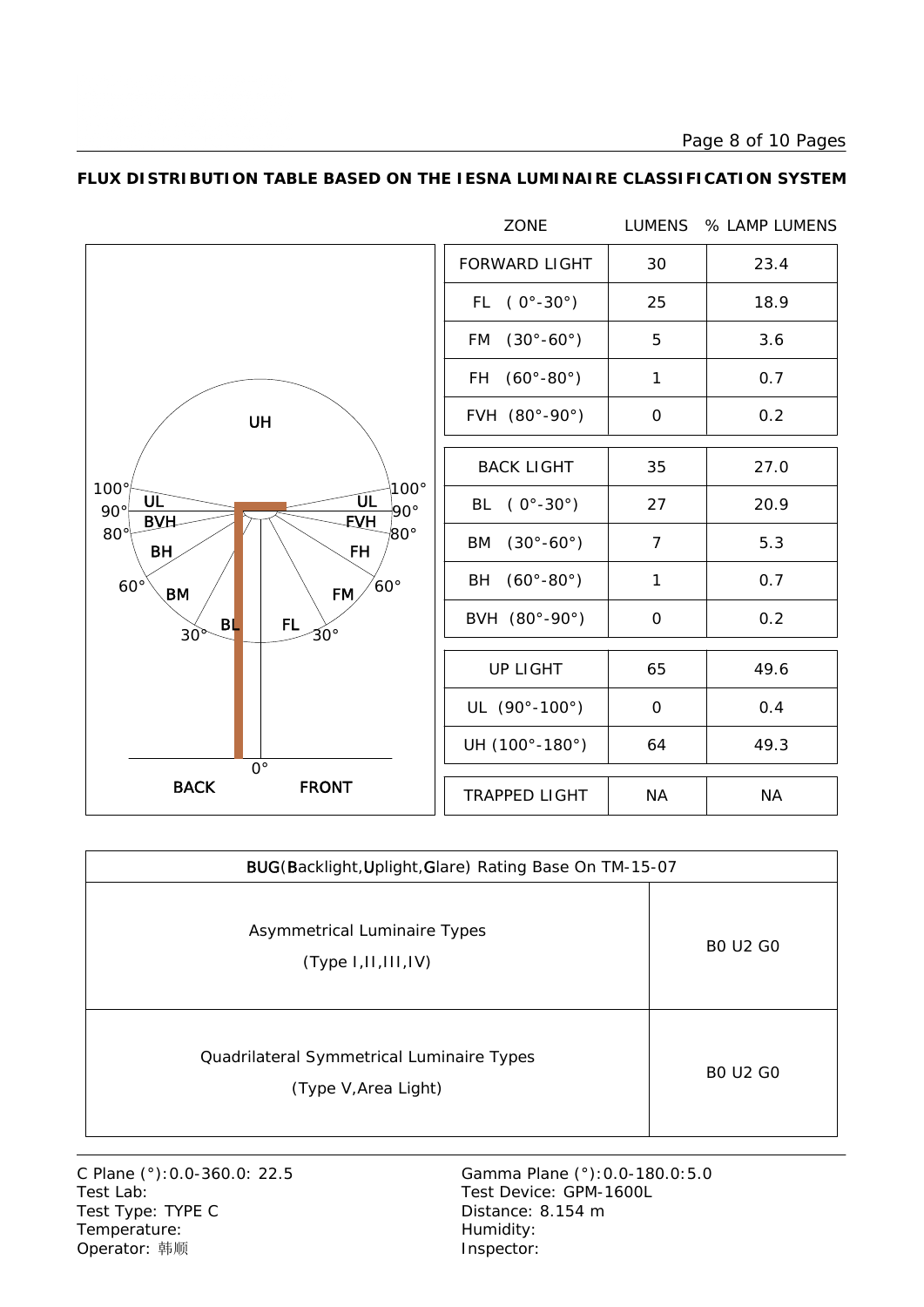**FLUX DISTRIBUTION TABLE BASED ON THE IESNA LUMINAIRE CLASSIFICATION SYSTEM**

| ZONE | LUMENS | % LAMP LUMENS |
|---|---|---|
| FORWARD LIGHT | 30 | 23.4 |
| FL ( 0°-30°) | 25 | 18.9 |
| FM (30°-60°) | 5 | 3.6 |
| FH (60°-80°) | 1 | 0.7 |
| FVH (80°-90°) | 0 | 0.2 |
| BACK LIGHT | 35 | 27.0 |
| BL ( 0°-30°) | 27 | 20.9 |
| BM (30°-60°) | 7 | 5.3 |
| BH (60°-80°) | 1 | 0.7 |
| BVH (80°-90°) | 0 | 0.2 |
| UP LIGHT | 65 | 49.6 |
| UL (90°-100°) | 0 | 0.4 |
| UH (100°-180°) | 64 | 49.3 |
| TRAPPED LIGHT | NA | NA |

| BUG(Backlight,Uplight,Glare) Rating Base On TM-15-07 | |
|---|---|
| Asymmetrical Luminaire Types (Type I,II,III,IV) | B0 U2 G0 |
| Quadrilateral Symmetrical Luminaire Types (Type V,Area Light) | B0 U2 G0 |

C Plane (°):0.0-360.0: 22.5
Test Lab:
Test Type: TYPE C
Temperature:
Operator: 韩顺

Gamma Plane (°):0.0-180.0:5.0
Test Device: GPM-1600L
Distance: 8.154 m
Humidity:
Inspector: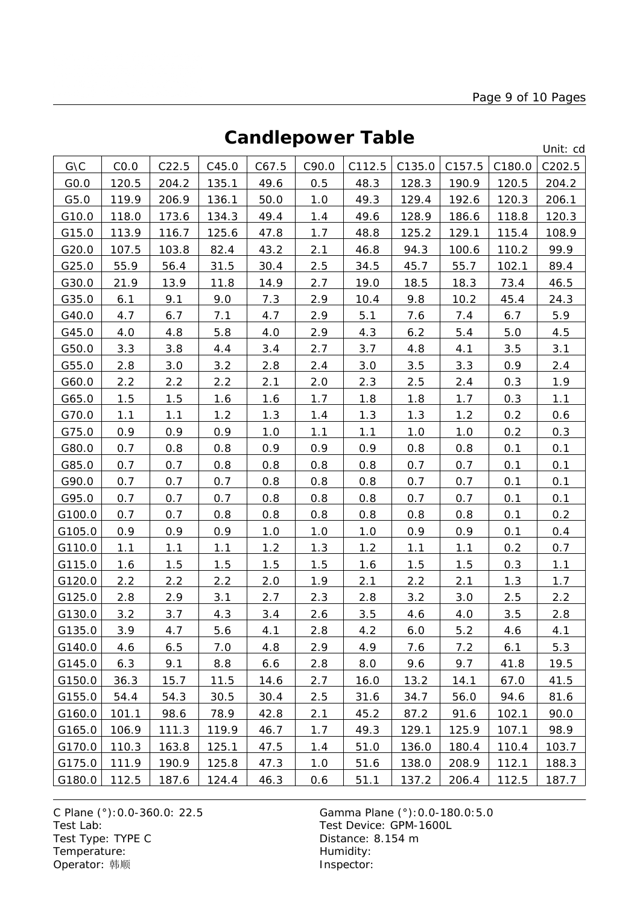# Candlepower Table

Unit: cd

| G\C | C0.0 | C22.5 | C45.0 | C67.5 | C90.0 | C112.5 | C135.0 | C157.5 | C180.0 | C202.5 |
|---|---|---|---|---|---|---|---|---|---|---|
| G0.0 | 120.5 | 204.2 | 135.1 | 49.6 | 0.5 | 48.3 | 128.3 | 190.9 | 120.5 | 204.2 |
| G5.0 | 119.9 | 206.9 | 136.1 | 50.0 | 1.0 | 49.3 | 129.4 | 192.6 | 120.3 | 206.1 |
| G10.0 | 118.0 | 173.6 | 134.3 | 49.4 | 1.4 | 49.6 | 128.9 | 186.6 | 118.8 | 120.3 |
| G15.0 | 113.9 | 116.7 | 125.6 | 47.8 | 1.7 | 48.8 | 125.2 | 129.1 | 115.4 | 108.9 |
| G20.0 | 107.5 | 103.8 | 82.4 | 43.2 | 2.1 | 46.8 | 94.3 | 100.6 | 110.2 | 99.9 |
| G25.0 | 55.9 | 56.4 | 31.5 | 30.4 | 2.5 | 34.5 | 45.7 | 55.7 | 102.1 | 89.4 |
| G30.0 | 21.9 | 13.9 | 11.8 | 14.9 | 2.7 | 19.0 | 18.5 | 18.3 | 73.4 | 46.5 |
| G35.0 | 6.1 | 9.1 | 9.0 | 7.3 | 2.9 | 10.4 | 9.8 | 10.2 | 45.4 | 24.3 |
| G40.0 | 4.7 | 6.7 | 7.1 | 4.7 | 2.9 | 5.1 | 7.6 | 7.4 | 6.7 | 5.9 |
| G45.0 | 4.0 | 4.8 | 5.8 | 4.0 | 2.9 | 4.3 | 6.2 | 5.4 | 5.0 | 4.5 |
| G50.0 | 3.3 | 3.8 | 4.4 | 3.4 | 2.7 | 3.7 | 4.8 | 4.1 | 3.5 | 3.1 |
| G55.0 | 2.8 | 3.0 | 3.2 | 2.8 | 2.4 | 3.0 | 3.5 | 3.3 | 0.9 | 2.4 |
| G60.0 | 2.2 | 2.2 | 2.2 | 2.1 | 2.0 | 2.3 | 2.5 | 2.4 | 0.3 | 1.9 |
| G65.0 | 1.5 | 1.5 | 1.6 | 1.6 | 1.7 | 1.8 | 1.8 | 1.7 | 0.3 | 1.1 |
| G70.0 | 1.1 | 1.1 | 1.2 | 1.3 | 1.4 | 1.3 | 1.3 | 1.2 | 0.2 | 0.6 |
| G75.0 | 0.9 | 0.9 | 0.9 | 1.0 | 1.1 | 1.1 | 1.0 | 1.0 | 0.2 | 0.3 |
| G80.0 | 0.7 | 0.8 | 0.8 | 0.9 | 0.9 | 0.9 | 0.8 | 0.8 | 0.1 | 0.1 |
| G85.0 | 0.7 | 0.7 | 0.8 | 0.8 | 0.8 | 0.8 | 0.7 | 0.7 | 0.1 | 0.1 |
| G90.0 | 0.7 | 0.7 | 0.7 | 0.8 | 0.8 | 0.8 | 0.7 | 0.7 | 0.1 | 0.1 |
| G95.0 | 0.7 | 0.7 | 0.7 | 0.8 | 0.8 | 0.8 | 0.7 | 0.7 | 0.1 | 0.1 |
| G100.0 | 0.7 | 0.7 | 0.8 | 0.8 | 0.8 | 0.8 | 0.8 | 0.8 | 0.1 | 0.2 |
| G105.0 | 0.9 | 0.9 | 0.9 | 1.0 | 1.0 | 1.0 | 0.9 | 0.9 | 0.1 | 0.4 |
| G110.0 | 1.1 | 1.1 | 1.1 | 1.2 | 1.3 | 1.2 | 1.1 | 1.1 | 0.2 | 0.7 |
| G115.0 | 1.6 | 1.5 | 1.5 | 1.5 | 1.5 | 1.6 | 1.5 | 1.5 | 0.3 | 1.1 |
| G120.0 | 2.2 | 2.2 | 2.2 | 2.0 | 1.9 | 2.1 | 2.2 | 2.1 | 1.3 | 1.7 |
| G125.0 | 2.8 | 2.9 | 3.1 | 2.7 | 2.3 | 2.8 | 3.2 | 3.0 | 2.5 | 2.2 |
| G130.0 | 3.2 | 3.7 | 4.3 | 3.4 | 2.6 | 3.5 | 4.6 | 4.0 | 3.5 | 2.8 |
| G135.0 | 3.9 | 4.7 | 5.6 | 4.1 | 2.8 | 4.2 | 6.0 | 5.2 | 4.6 | 4.1 |
| G140.0 | 4.6 | 6.5 | 7.0 | 4.8 | 2.9 | 4.9 | 7.6 | 7.2 | 6.1 | 5.3 |
| G145.0 | 6.3 | 9.1 | 8.8 | 6.6 | 2.8 | 8.0 | 9.6 | 9.7 | 41.8 | 19.5 |
| G150.0 | 36.3 | 15.7 | 11.5 | 14.6 | 2.7 | 16.0 | 13.2 | 14.1 | 67.0 | 41.5 |
| G155.0 | 54.4 | 54.3 | 30.5 | 30.4 | 2.5 | 31.6 | 34.7 | 56.0 | 94.6 | 81.6 |
| G160.0 | 101.1 | 98.6 | 78.9 | 42.8 | 2.1 | 45.2 | 87.2 | 91.6 | 102.1 | 90.0 |
| G165.0 | 106.9 | 111.3 | 119.9 | 46.7 | 1.7 | 49.3 | 129.1 | 125.9 | 107.1 | 98.9 |
| G170.0 | 110.3 | 163.8 | 125.1 | 47.5 | 1.4 | 51.0 | 136.0 | 180.4 | 110.4 | 103.7 |
| G175.0 | 111.9 | 190.9 | 125.8 | 47.3 | 1.0 | 51.6 | 138.0 | 208.9 | 112.1 | 188.3 |
| G180.0 | 112.5 | 187.6 | 124.4 | 46.3 | 0.6 | 51.1 | 137.2 | 206.4 | 112.5 | 187.7 |

C Plane (°):0.0-360.0: 22.5
Test Lab:
Test Type: TYPE C
Temperature:
Operator: 韩顺

Gamma Plane (°):0.0-180.0:5.0
Test Device: GPM-1600L
Distance: 8.154 m
Humidity:
Inspector: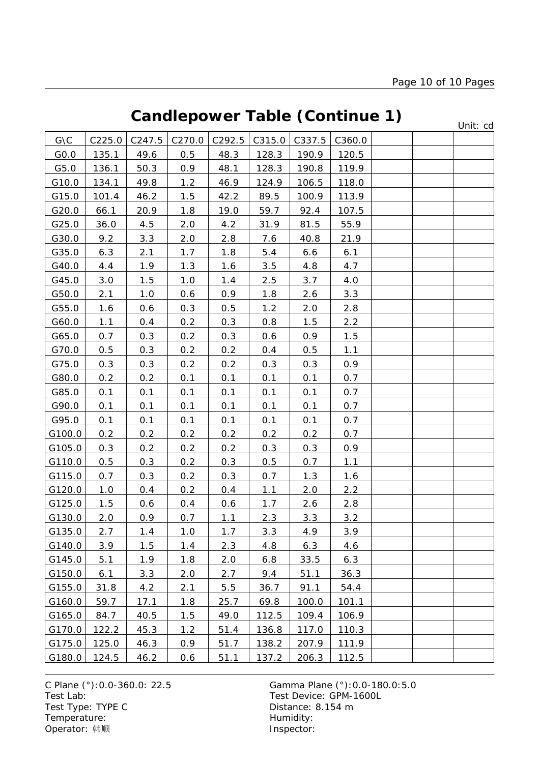# Candlepower Table (Continue 1)

Unit: cd

| G\C | C225.0 | C247.5 | C270.0 | C292.5 | C315.0 | C337.5 | C360.0 | | | |
|---|---|---|---|---|---|---|---|---|---|---|
| G0.0 | 135.1 | 49.6 | 0.5 | 48.3 | 128.3 | 190.9 | 120.5 | | | |
| G5.0 | 136.1 | 50.3 | 0.9 | 48.1 | 128.3 | 190.8 | 119.9 | | | |
| G10.0 | 134.1 | 49.8 | 1.2 | 46.9 | 124.9 | 106.5 | 118.0 | | | |
| G15.0 | 101.4 | 46.2 | 1.5 | 42.2 | 89.5 | 100.9 | 113.9 | | | |
| G20.0 | 66.1 | 20.9 | 1.8 | 19.0 | 59.7 | 92.4 | 107.5 | | | |
| G25.0 | 36.0 | 4.5 | 2.0 | 4.2 | 31.9 | 81.5 | 55.9 | | | |
| G30.0 | 9.2 | 3.3 | 2.0 | 2.8 | 7.6 | 40.8 | 21.9 | | | |
| G35.0 | 6.3 | 2.1 | 1.7 | 1.8 | 5.4 | 6.6 | 6.1 | | | |
| G40.0 | 4.4 | 1.9 | 1.3 | 1.6 | 3.5 | 4.8 | 4.7 | | | |
| G45.0 | 3.0 | 1.5 | 1.0 | 1.4 | 2.5 | 3.7 | 4.0 | | | |
| G50.0 | 2.1 | 1.0 | 0.6 | 0.9 | 1.8 | 2.6 | 3.3 | | | |
| G55.0 | 1.6 | 0.6 | 0.3 | 0.5 | 1.2 | 2.0 | 2.8 | | | |
| G60.0 | 1.1 | 0.4 | 0.2 | 0.3 | 0.8 | 1.5 | 2.2 | | | |
| G65.0 | 0.7 | 0.3 | 0.2 | 0.3 | 0.6 | 0.9 | 1.5 | | | |
| G70.0 | 0.5 | 0.3 | 0.2 | 0.2 | 0.4 | 0.5 | 1.1 | | | |
| G75.0 | 0.3 | 0.3 | 0.2 | 0.2 | 0.3 | 0.3 | 0.9 | | | |
| G80.0 | 0.2 | 0.2 | 0.1 | 0.1 | 0.1 | 0.1 | 0.7 | | | |
| G85.0 | 0.1 | 0.1 | 0.1 | 0.1 | 0.1 | 0.1 | 0.7 | | | |
| G90.0 | 0.1 | 0.1 | 0.1 | 0.1 | 0.1 | 0.1 | 0.7 | | | |
| G95.0 | 0.1 | 0.1 | 0.1 | 0.1 | 0.1 | 0.1 | 0.7 | | | |
| G100.0 | 0.2 | 0.2 | 0.2 | 0.2 | 0.2 | 0.2 | 0.7 | | | |
| G105.0 | 0.3 | 0.2 | 0.2 | 0.2 | 0.3 | 0.3 | 0.9 | | | |
| G110.0 | 0.5 | 0.3 | 0.2 | 0.3 | 0.5 | 0.7 | 1.1 | | | |
| G115.0 | 0.7 | 0.3 | 0.2 | 0.3 | 0.7 | 1.3 | 1.6 | | | |
| G120.0 | 1.0 | 0.4 | 0.2 | 0.4 | 1.1 | 2.0 | 2.2 | | | |
| G125.0 | 1.5 | 0.6 | 0.4 | 0.6 | 1.7 | 2.6 | 2.8 | | | |
| G130.0 | 2.0 | 0.9 | 0.7 | 1.1 | 2.3 | 3.3 | 3.2 | | | |
| G135.0 | 2.7 | 1.4 | 1.0 | 1.7 | 3.3 | 4.9 | 3.9 | | | |
| G140.0 | 3.9 | 1.5 | 1.4 | 2.3 | 4.8 | 6.3 | 4.6 | | | |
| G145.0 | 5.1 | 1.9 | 1.8 | 2.0 | 6.8 | 33.5 | 6.3 | | | |
| G150.0 | 6.1 | 3.3 | 2.0 | 2.7 | 9.4 | 51.1 | 36.3 | | | |
| G155.0 | 31.8 | 4.2 | 2.1 | 5.5 | 36.7 | 91.1 | 54.4 | | | |
| G160.0 | 59.7 | 17.1 | 1.8 | 25.7 | 69.8 | 100.0 | 101.1 | | | |
| G165.0 | 84.7 | 40.5 | 1.5 | 49.0 | 112.5 | 109.4 | 106.9 | | | |
| G170.0 | 122.2 | 45.3 | 1.2 | 51.4 | 136.8 | 117.0 | 110.3 | | | |
| G175.0 | 125.0 | 46.3 | 0.9 | 51.7 | 138.2 | 207.9 | 111.9 | | | |
| G180.0 | 124.5 | 46.2 | 0.6 | 51.1 | 137.2 | 206.3 | 112.5 | | | |

C Plane (°):0.0-360.0: 22.5
Gamma Plane (°):0.0-180.0:5.0
Test Lab:
Test Device: GPM-1600L
Test Type: TYPE C
Distance: 8.154 m
Temperature:
Humidity:
Operator: 韩顺
Inspector: